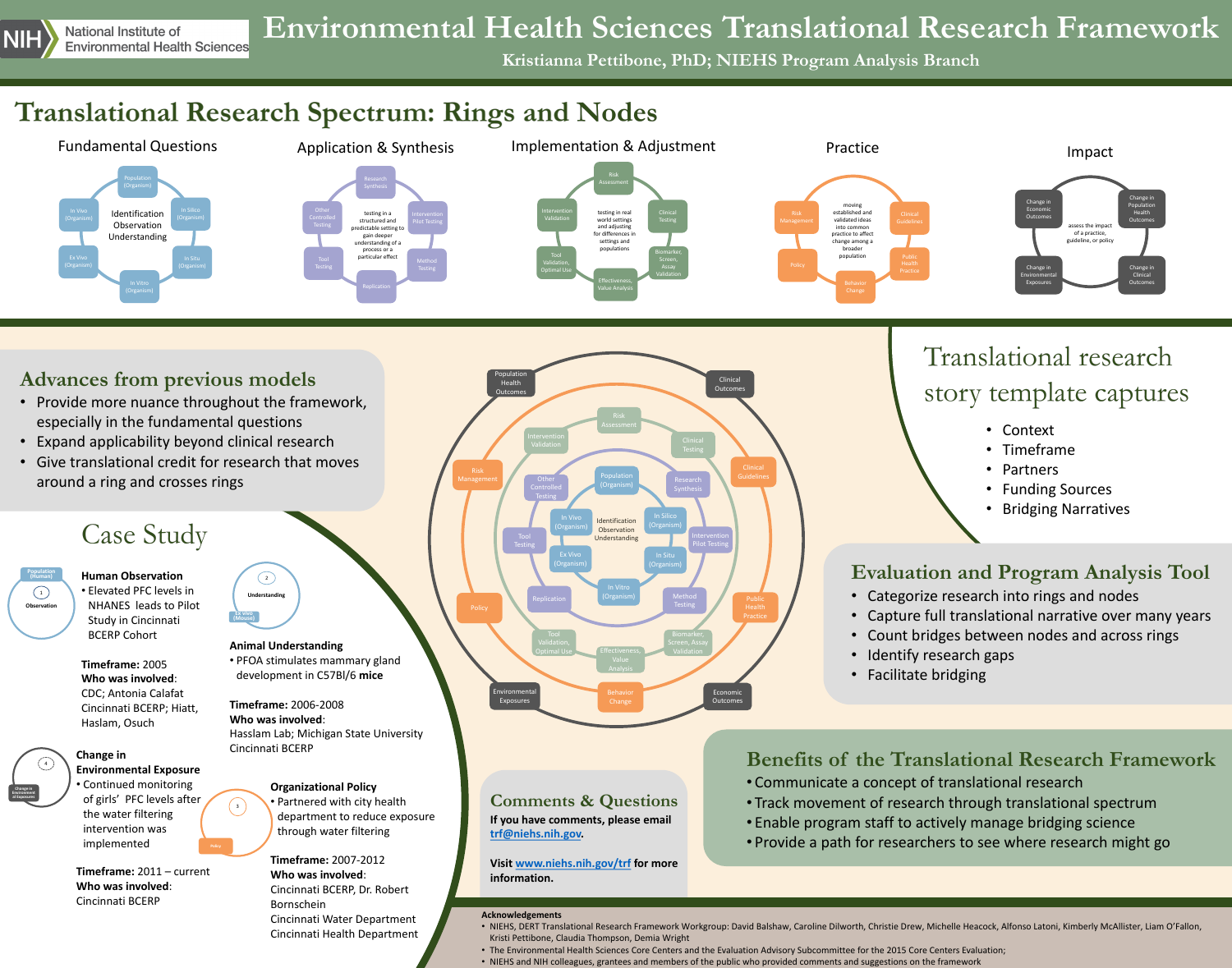NIH National Institute of Environmental Health Sciences

# Environmental Health Sciences Translational Research Framework

Kristianna Pettibone, PhD; NIEHS Program Analysis Branch

## Translational Research Spectrum: Rings and Nodes

**Fundamental Questions**

Identification Observation Understanding

Population (Organism), In Silico (Organism), In Situ (Organism), In Vitro (Organism), Ex Vivo (Organism), In Vivo (Organism)

**Application & Synthesis**

testing in a structured and predictable setting to gain deeper understanding of a process or a particular effect

Research Synthesis, Intervention Pilot Testing, Method Testing, Replication, Tool Testing, Other Controlled Testing

**Implementation & Adjustment**

testing in real world settings and adjusting for differences in settings and populations

Risk Assessment, Clinical Testing, Biomarker, Screen, Assay Validation, Effectiveness, Value Analysis, Tool Validation, Optimal Use, Intervention Validation

**Practice**

moving established and validated ideas into common practice to affect change among a broader population

Risk Management, Clinical Guidelines, Public Health Practice, Behavior Change, Policy

**Impact**

assess the impact of a practice, guideline, or policy

Change in Population Health Outcomes, Change in Clinical Outcomes, Change in Environmental Exposures, Change in Economic Outcomes

## Advances from previous models

- Provide more nuance throughout the framework, especially in the fundamental questions
- Expand applicability beyond clinical research
- Give translational credit for research that moves around a ring and crosses rings

## Translational research story template captures

- Context
- Timeframe
- Partners
- Funding Sources
- Bridging Narratives

## Case Study

**Human Observation**
- Elevated PFC levels in NHANES leads to Pilot Study in Cincinnati BCERP Cohort

**Timeframe:** 2005
**Who was involved**: CDC; Antonia Calafat Cincinnati BCERP; Hiatt, Haslam, Osuch

**Animal Understanding**
- PFOA stimulates mammary gland development in C57Bl/6 **mice**

**Timeframe:** 2006-2008
**Who was involved**: Hasslam Lab; Michigan State University Cincinnati BCERP

**Change in Environmental Exposure**
- Continued monitoring of girls' PFC levels after the water filtering intervention was implemented

**Timeframe:** 2011 – current
**Who was involved**: Cincinnati BCERP

**Organizational Policy**
- Partnered with city health department to reduce exposure through water filtering

**Timeframe:** 2007-2012
**Who was involved**: Cincinnati BCERP, Dr. Robert Bornschein
Cincinnati Water Department
Cincinnati Health Department

## Evaluation and Program Analysis Tool

- Categorize research into rings and nodes
- Capture full translational narrative over many years
- Count bridges between nodes and across rings
- Identify research gaps
- Facilitate bridging

## Comments & Questions

**If you have comments, please email trf@niehs.nih.gov.**

**Visit www.niehs.nih.gov/trf for more information.**

## Benefits of the Translational Research Framework

- Communicate a concept of translational research
- Track movement of research through translational spectrum
- Enable program staff to actively manage bridging science
- Provide a path for researchers to see where research might go

**Acknowledgements**

- NIEHS, DERT Translational Research Framework Workgroup: David Balshaw, Caroline Dilworth, Christie Drew, Michelle Heacock, Alfonso Latoni, Kimberly McAllister, Liam O'Fallon, Kristi Pettibone, Claudia Thompson, Demia Wright
- The Environmental Health Sciences Core Centers and the Evaluation Advisory Subcommittee for the 2015 Core Centers Evaluation;
- NIEHS and NIH colleagues, grantees and members of the public who provided comments and suggestions on the framework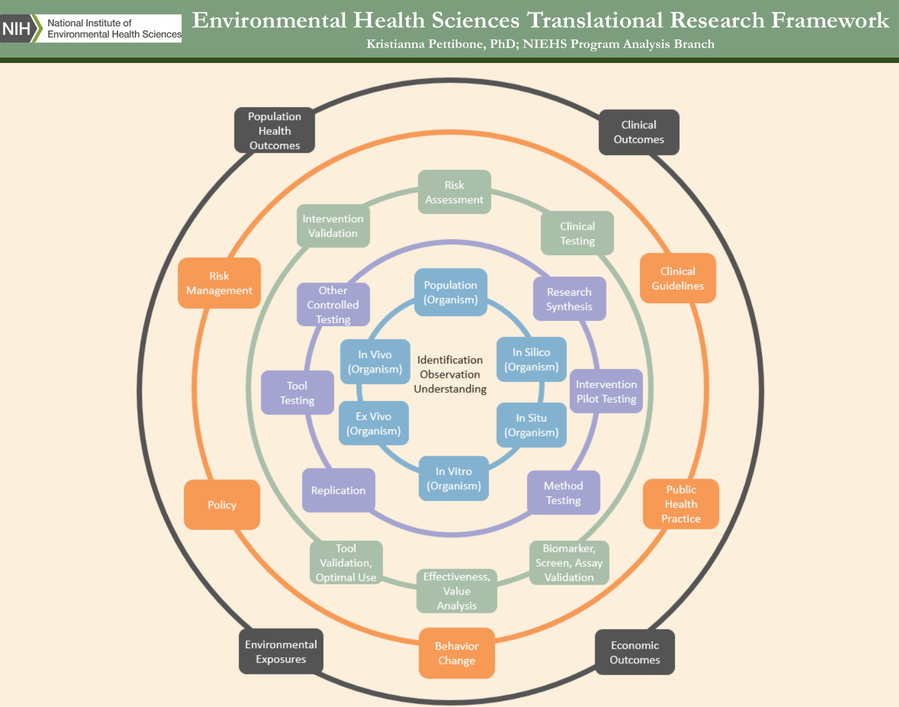# Environmental Health Sciences Translational Research Framework

Kristianna Pettibone, PhD; NIEHS Program Analysis Branch

NIH National Institute of Environmental Health Sciences

Identification
Observation
Understanding

Population (Organism)
In Silico (Organism)
In Situ (Organism)
In Vitro (Organism)
Ex Vivo (Organism)
In Vivo (Organism)

Research Synthesis
Intervention Pilot Testing
Method Testing
Replication
Tool Testing
Other Controlled Testing

Risk Assessment
Clinical Testing
Biomarker, Screen, Assay Validation
Effectiveness, Value Analysis
Tool Validation, Optimal Use
Intervention Validation

Clinical Guidelines
Public Health Practice
Behavior Change
Policy
Risk Management

Population Health Outcomes
Clinical Outcomes
Economic Outcomes
Environmental Exposures